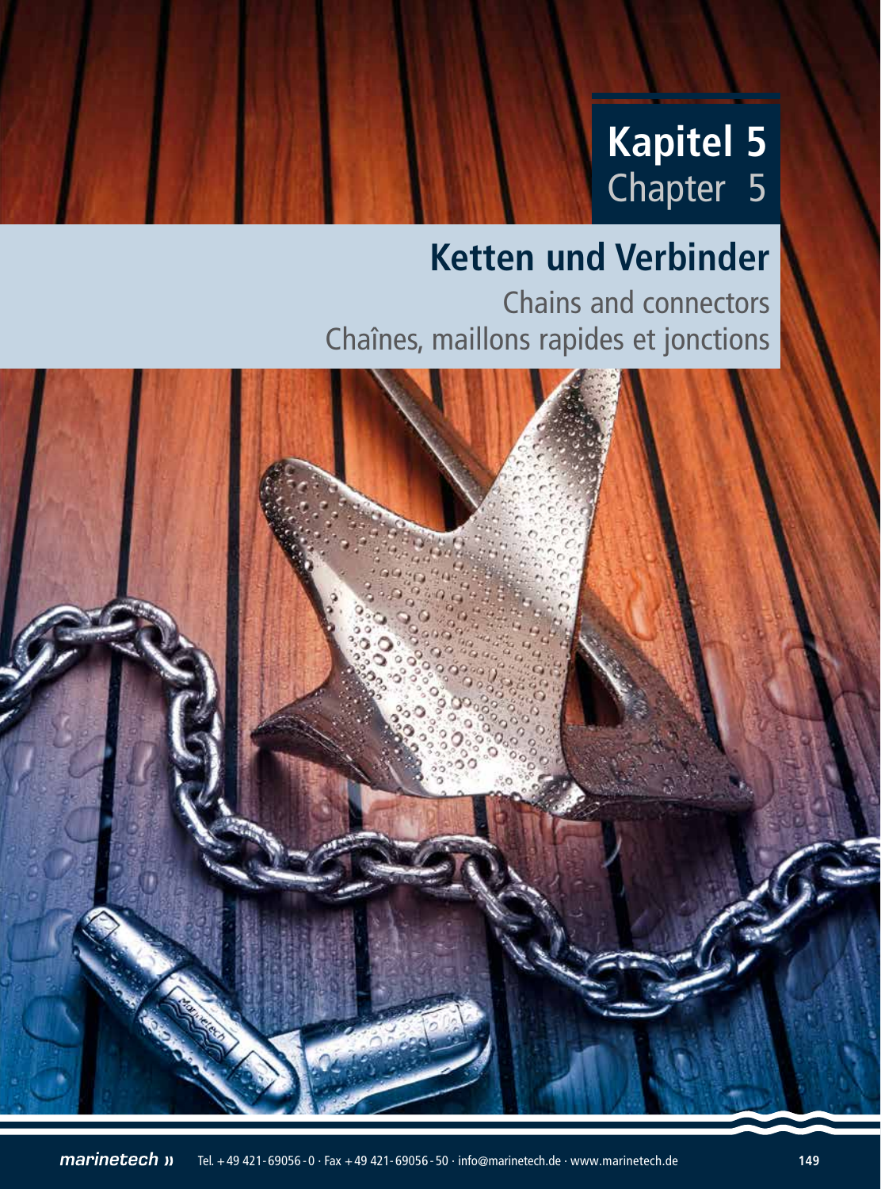**Kapitel 5**
Chapter 5

# Ketten und Verbinder

## Chains and connectors

## Chaînes, maillons rapides et jonctions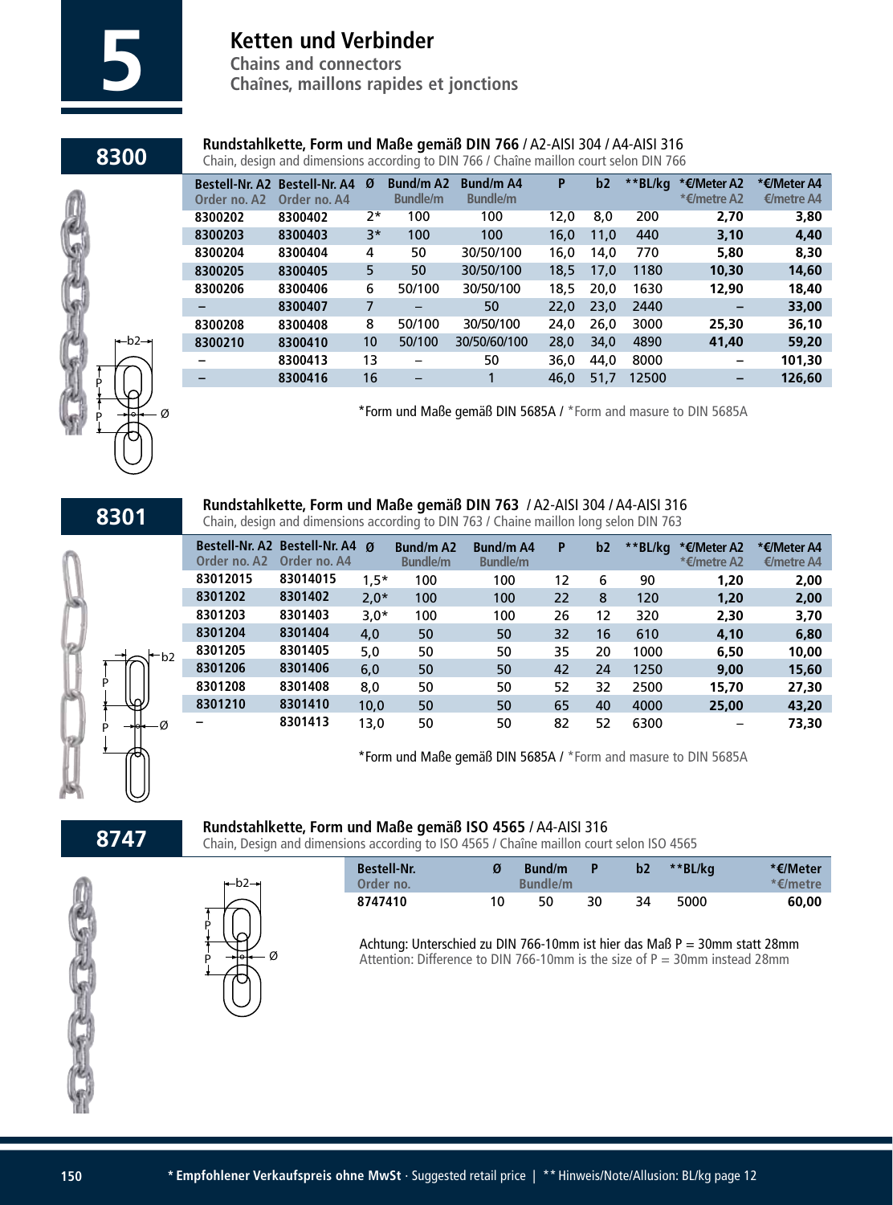# 5 Ketten und Verbinder

**Chains and connectors**

**Chaînes, maillons rapides et jonctions**

## 8300

**Rundstahlkette, Form und Maße gemäß DIN 766** / A2-AISI 304 / A4-AISI 316

Chain, design and dimensions according to DIN 766 / Chaîne maillon court selon DIN 766

| Bestell-Nr. A2 Order no. A2 | Bestell-Nr. A4 Order no. A4 | Ø | Bund/m A2 Bundle/m | Bund/m A4 Bundle/m | P | b2 | **BL/kg | *€/Meter A2 *€/metre A2 | *€/Meter A4 €/metre A4 |
|---|---|---|---|---|---|---|---|---|---|
| 8300202 | 8300402 | 2* | 100 | 100 | 12,0 | 8,0 | 200 | 2,70 | 3,80 |
| 8300203 | 8300403 | 3* | 100 | 100 | 16,0 | 11,0 | 440 | 3,10 | 4,40 |
| 8300204 | 8300404 | 4 | 50 | 30/50/100 | 16,0 | 14,0 | 770 | 5,80 | 8,30 |
| 8300205 | 8300405 | 5 | 50 | 30/50/100 | 18,5 | 17,0 | 1180 | 10,30 | 14,60 |
| 8300206 | 8300406 | 6 | 50/100 | 30/50/100 | 18,5 | 20,0 | 1630 | 12,90 | 18,40 |
| – | 8300407 | 7 | – | 50 | 22,0 | 23,0 | 2440 | – | 33,00 |
| 8300208 | 8300408 | 8 | 50/100 | 30/50/100 | 24,0 | 26,0 | 3000 | 25,30 | 36,10 |
| 8300210 | 8300410 | 10 | 50/100 | 30/50/60/100 | 28,0 | 34,0 | 4890 | 41,40 | 59,20 |
| – | 8300413 | 13 | – | 50 | 36,0 | 44,0 | 8000 | – | 101,30 |
| – | 8300416 | 16 | – | 1 | 46,0 | 51,7 | 12500 | – | 126,60 |

*Form und Maße gemäß DIN 5685A / *Form and masure to DIN 5685A

## 8301

**Rundstahlkette, Form und Maße gemäß DIN 763** / A2-AISI 304 / A4-AISI 316

Chain, design and dimensions according to DIN 763 / Chaine maillon long selon DIN 763

| Bestell-Nr. A2 Order no. A2 | Bestell-Nr. A4 Order no. A4 | Ø | Bund/m A2 Bundle/m | Bund/m A4 Bundle/m | P | b2 | **BL/kg | *€/Meter A2 *€/metre A2 | *€/Meter A4 €/metre A4 |
|---|---|---|---|---|---|---|---|---|---|
| 83012015 | 83014015 | 1,5* | 100 | 100 | 12 | 6 | 90 | 1,20 | 2,00 |
| 8301202 | 8301402 | 2,0* | 100 | 100 | 22 | 8 | 120 | 1,20 | 2,00 |
| 8301203 | 8301403 | 3,0* | 100 | 100 | 26 | 12 | 320 | 2,30 | 3,70 |
| 8301204 | 8301404 | 4,0 | 50 | 50 | 32 | 16 | 610 | 4,10 | 6,80 |
| 8301205 | 8301405 | 5,0 | 50 | 50 | 35 | 20 | 1000 | 6,50 | 10,00 |
| 8301206 | 8301406 | 6,0 | 50 | 50 | 42 | 24 | 1250 | 9,00 | 15,60 |
| 8301208 | 8301408 | 8,0 | 50 | 50 | 52 | 32 | 2500 | 15,70 | 27,30 |
| 8301210 | 8301410 | 10,0 | 50 | 50 | 65 | 40 | 4000 | 25,00 | 43,20 |
| – | 8301413 | 13,0 | 50 | 50 | 82 | 52 | 6300 | – | 73,30 |

*Form und Maße gemäß DIN 5685A / *Form and masure to DIN 5685A

## 8747

**Rundstahlkette, Form und Maße gemäß ISO 4565** / A4-AISI 316

Chain, Design and dimensions according to ISO 4565 / Chaîne maillon court selon ISO 4565

| Bestell-Nr. Order no. | Ø | Bund/m Bundle/m | P | b2 | **BL/kg | *€/Meter *€/metre |
|---|---|---|---|---|---|---|
| 8747410 | 10 | 50 | 30 | 34 | 5000 | 60,00 |

Achtung: Unterschied zu DIN 766-10mm ist hier das Maß P = 30mm statt 28mm
Attention: Difference to DIN 766-10mm is the size of P = 30mm instead 28mm

**\* Empfohlener Verkaufspreis ohne MwSt** · Suggested retail price | ** Hinweis/Note/Allusion: BL/kg page 12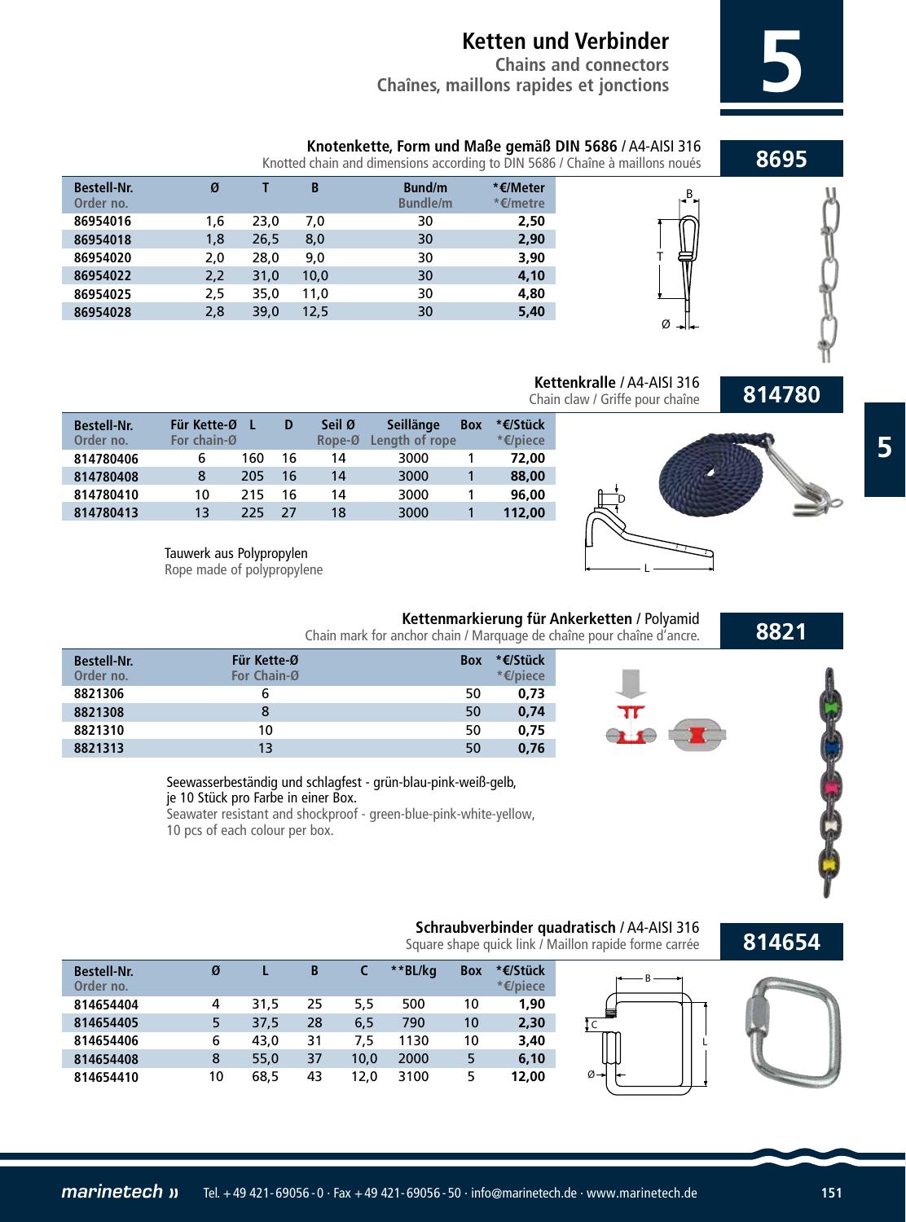# Ketten und Verbinder

**Chains and connectors**
**Chaînes, maillons rapides et jonctions**

## 8695

**Knotenkette, Form und Maße gemäß DIN 5686** / A4-AISI 316
Knotted chain and dimensions according to DIN 5686 / Chaîne à maillons noués

| Bestell-Nr. Order no. | Ø | T | B | Bund/m Bundle/m | *€/Meter *€/metre |
|---|---|---|---|---|---|
| **86954016** | 1,6 | 23,0 | 7,0 | 30 | **2,50** |
| **86954018** | 1,8 | 26,5 | 8,0 | 30 | **2,90** |
| **86954020** | 2,0 | 28,0 | 9,0 | 30 | **3,90** |
| **86954022** | 2,2 | 31,0 | 10,0 | 30 | **4,10** |
| **86954025** | 2,5 | 35,0 | 11,0 | 30 | **4,80** |
| **86954028** | 2,8 | 39,0 | 12,5 | 30 | **5,40** |

## 814780

**Kettenkralle** / A4-AISI 316
Chain claw / Griffe pour chaîne

| Bestell-Nr. Order no. | Für Kette-Ø For chain-Ø | L | D | Seil Ø Rope-Ø | Seillänge Length of rope | Box | *€/Stück *€/piece |
|---|---|---|---|---|---|---|---|
| **814780406** | 6 | 160 | 16 | 14 | 3000 | 1 | **72,00** |
| **814780408** | 8 | 205 | 16 | 14 | 3000 | 1 | **88,00** |
| **814780410** | 10 | 215 | 16 | 14 | 3000 | 1 | **96,00** |
| **814780413** | 13 | 225 | 27 | 18 | 3000 | 1 | **112,00** |

Tauwerk aus Polypropylen
Rope made of polypropylene

## 8821

**Kettenmarkierung für Ankerketten** / Polyamid
Chain mark for anchor chain / Marquage de chaîne pour chaîne d'ancre.

| Bestell-Nr. Order no. | Für Kette-Ø For Chain-Ø | Box | *€/Stück *€/piece |
|---|---|---|---|
| **8821306** | 6 | 50 | **0,73** |
| **8821308** | 8 | 50 | **0,74** |
| **8821310** | 10 | 50 | **0,75** |
| **8821313** | 13 | 50 | **0,76** |

Seewasserbeständig und schlagfest - grün-blau-pink-weiß-gelb,
je 10 Stück pro Farbe in einer Box.
Seawater resistant and shockproof - green-blue-pink-white-yellow,
10 pcs of each colour per box.

## 814654

**Schraubverbinder quadratisch** / A4-AISI 316
Square shape quick link / Maillon rapide forme carrée

| Bestell-Nr. Order no. | Ø | L | B | C | **BL/kg | Box | *€/Stück *€/piece |
|---|---|---|---|---|---|---|---|
| **814654404** | 4 | 31,5 | 25 | 5,5 | 500 | 10 | **1,90** |
| **814654405** | 5 | 37,5 | 28 | 6,5 | 790 | 10 | **2,30** |
| **814654406** | 6 | 43,0 | 31 | 7,5 | 1130 | 10 | **3,40** |
| **814654408** | 8 | 55,0 | 37 | 10,0 | 2000 | 5 | **6,10** |
| **814654410** | 10 | 68,5 | 43 | 12,0 | 3100 | 5 | **12,00** |

marinetech » Tel. +49 421-69056-0 · Fax +49 421-69056-50 · info@marinetech.de · www.marinetech.de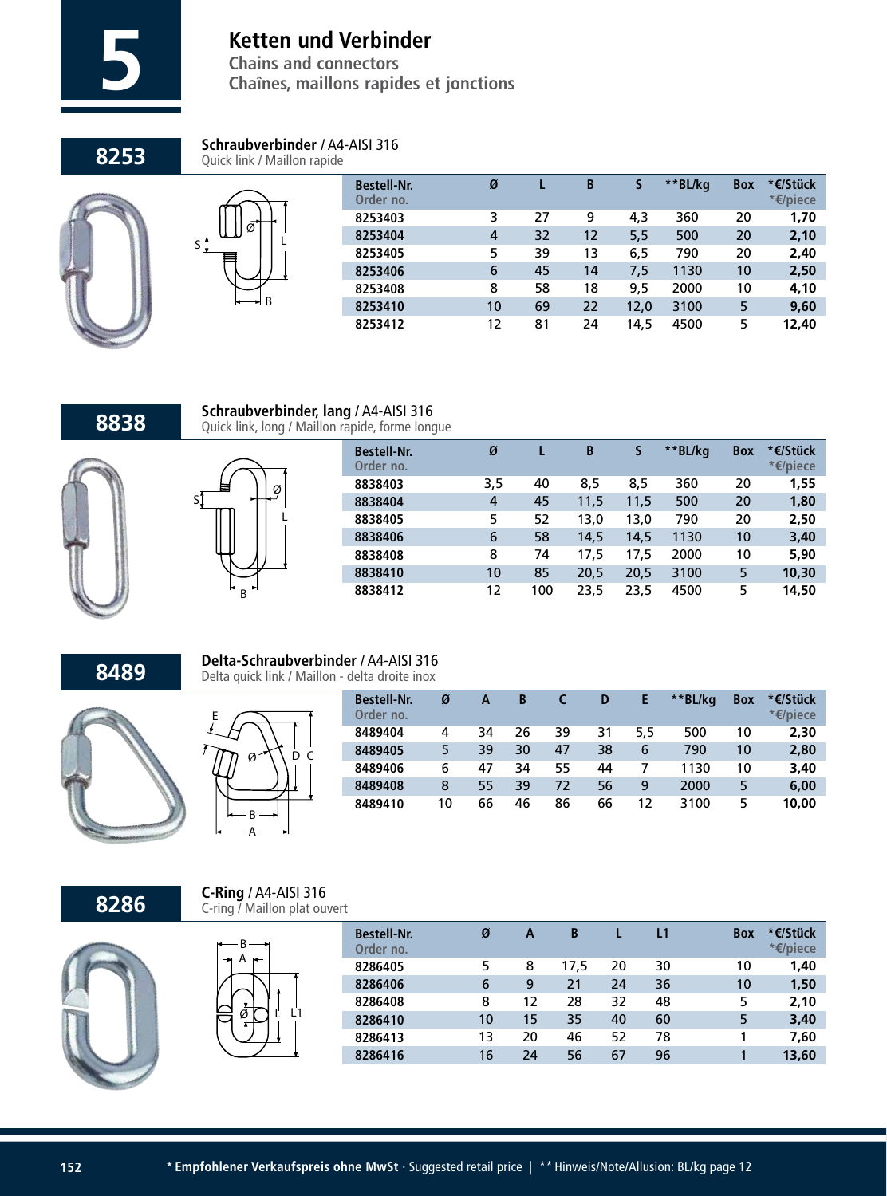# 5 Ketten und Verbinder

**Chains and connectors**
**Chaînes, maillons rapides et jonctions**

## 8253

**Schraubverbinder** / A4-AISI 316
Quick link / Maillon rapide

| Bestell-Nr. Order no. | Ø | L | B | S | **BL/kg | Box | *€/Stück *€/piece |
|---|---|---|---|---|---|---|---|
| 8253403 | 3 | 27 | 9 | 4,3 | 360 | 20 | **1,70** |
| 8253404 | 4 | 32 | 12 | 5,5 | 500 | 20 | **2,10** |
| 8253405 | 5 | 39 | 13 | 6,5 | 790 | 20 | **2,40** |
| 8253406 | 6 | 45 | 14 | 7,5 | 1130 | 10 | **2,50** |
| 8253408 | 8 | 58 | 18 | 9,5 | 2000 | 10 | **4,10** |
| 8253410 | 10 | 69 | 22 | 12,0 | 3100 | 5 | **9,60** |
| 8253412 | 12 | 81 | 24 | 14,5 | 4500 | 5 | **12,40** |

## 8838

**Schraubverbinder, lang** / A4-AISI 316
Quick link, long / Maillon rapide, forme longue

| Bestell-Nr. Order no. | Ø | L | B | S | **BL/kg | Box | *€/Stück *€/piece |
|---|---|---|---|---|---|---|---|
| 8838403 | 3,5 | 40 | 8,5 | 8,5 | 360 | 20 | **1,55** |
| 8838404 | 4 | 45 | 11,5 | 11,5 | 500 | 20 | **1,80** |
| 8838405 | 5 | 52 | 13,0 | 13,0 | 790 | 20 | **2,50** |
| 8838406 | 6 | 58 | 14,5 | 14,5 | 1130 | 10 | **3,40** |
| 8838408 | 8 | 74 | 17,5 | 17,5 | 2000 | 10 | **5,90** |
| 8838410 | 10 | 85 | 20,5 | 20,5 | 3100 | 5 | **10,30** |
| 8838412 | 12 | 100 | 23,5 | 23,5 | 4500 | 5 | **14,50** |

## 8489

**Delta-Schraubverbinder** / A4-AISI 316
Delta quick link / Maillon - delta droite inox

| Bestell-Nr. Order no. | Ø | A | B | C | D | E | **BL/kg | Box | *€/Stück *€/piece |
|---|---|---|---|---|---|---|---|---|---|
| 8489404 | 4 | 34 | 26 | 39 | 31 | 5,5 | 500 | 10 | **2,30** |
| 8489405 | 5 | 39 | 30 | 47 | 38 | 6 | 790 | 10 | **2,80** |
| 8489406 | 6 | 47 | 34 | 55 | 44 | 7 | 1130 | 10 | **3,40** |
| 8489408 | 8 | 55 | 39 | 72 | 56 | 9 | 2000 | 5 | **6,00** |
| 8489410 | 10 | 66 | 46 | 86 | 66 | 12 | 3100 | 5 | **10,00** |

## 8286

**C-Ring** / A4-AISI 316
C-ring / Maillon plat ouvert

| Bestell-Nr. Order no. | Ø | A | B | L | L1 | Box | *€/Stück *€/piece |
|---|---|---|---|---|---|---|---|
| 8286405 | 5 | 8 | 17,5 | 20 | 30 | 10 | **1,40** |
| 8286406 | 6 | 9 | 21 | 24 | 36 | 10 | **1,50** |
| 8286408 | 8 | 12 | 28 | 32 | 48 | 5 | **2,10** |
| 8286410 | 10 | 15 | 35 | 40 | 60 | 5 | **3,40** |
| 8286413 | 13 | 20 | 46 | 52 | 78 | 1 | **7,60** |
| 8286416 | 16 | 24 | 56 | 67 | 96 | 1 | **13,60** |

**\* Empfohlener Verkaufspreis ohne MwSt** · Suggested retail price | ** Hinweis/Note/Allusion: BL/kg page 12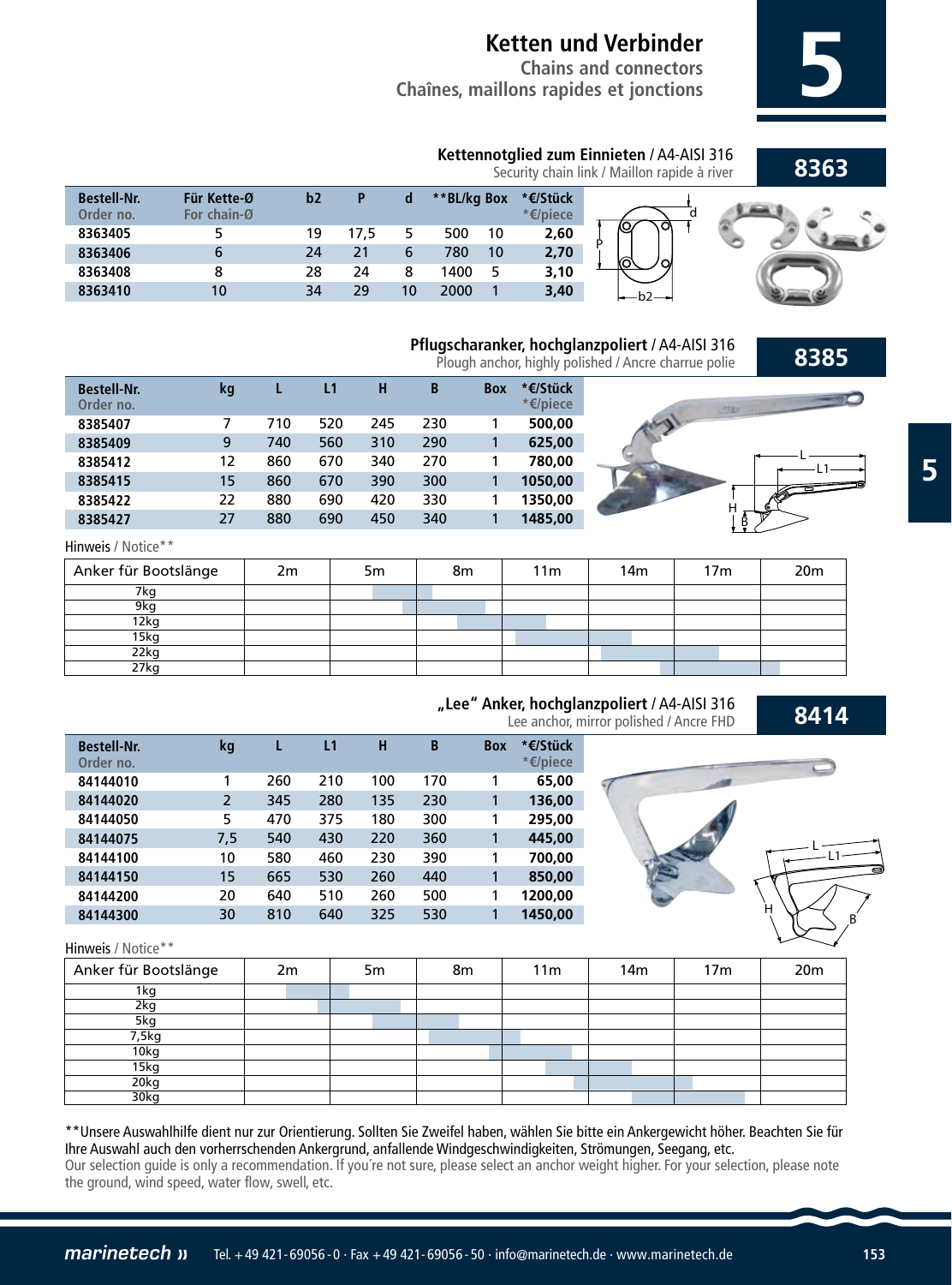# Ketten und Verbinder

**Chains and connectors**
**Chaînes, maillons rapides et jonctions**

## 5

### Kettennotglied zum Einnieten / A4-AISI 316 — 8363

Security chain link / Maillon rapide à river

| Bestell-Nr. Order no. | Für Kette-Ø For chain-Ø | b2 | P | d | **BL/kg | Box | *€/Stück *€/piece |
|---|---|---|---|---|---|---|---|
| 8363405 | 5 | 19 | 17,5 | 5 | 500 | 10 | **2,60** |
| 8363406 | 6 | 24 | 21 | 6 | 780 | 10 | **2,70** |
| 8363408 | 8 | 28 | 24 | 8 | 1400 | 5 | **3,10** |
| 8363410 | 10 | 34 | 29 | 10 | 2000 | 1 | **3,40** |

### Pflugscharanker, hochglanzpoliert / A4-AISI 316 — 8385

Plough anchor, highly polished / Ancre charrue polie

| Bestell-Nr. Order no. | kg | L | L1 | H | B | Box | *€/Stück *€/piece |
|---|---|---|---|---|---|---|---|
| 8385407 | 7 | 710 | 520 | 245 | 230 | 1 | **500,00** |
| 8385409 | 9 | 740 | 560 | 310 | 290 | 1 | **625,00** |
| 8385412 | 12 | 860 | 670 | 340 | 270 | 1 | **780,00** |
| 8385415 | 15 | 860 | 670 | 390 | 300 | 1 | **1050,00** |
| 8385422 | 22 | 880 | 690 | 420 | 330 | 1 | **1350,00** |
| 8385427 | 27 | 880 | 690 | 450 | 340 | 1 | **1485,00** |

Hinweis / Notice**

| Anker für Bootslänge | 2m | 5m | 8m | 11m | 14m | 17m | 20m |
|---|---|---|---|---|---|---|---|
| 7kg | | | | | | | |
| 9kg | | | | | | | |
| 12kg | | | | | | | |
| 15kg | | | | | | | |
| 22kg | | | | | | | |
| 27kg | | | | | | | |

### „Lee" Anker, hochglanzpoliert / A4-AISI 316 — 8414

Lee anchor, mirror polished / Ancre FHD

| Bestell-Nr. Order no. | kg | L | L1 | H | B | Box | *€/Stück *€/piece |
|---|---|---|---|---|---|---|---|
| 84144010 | 1 | 260 | 210 | 100 | 170 | 1 | **65,00** |
| 84144020 | 2 | 345 | 280 | 135 | 230 | 1 | **136,00** |
| 84144050 | 5 | 470 | 375 | 180 | 300 | 1 | **295,00** |
| 84144075 | 7,5 | 540 | 430 | 220 | 360 | 1 | **445,00** |
| 84144100 | 10 | 580 | 460 | 230 | 390 | 1 | **700,00** |
| 84144150 | 15 | 665 | 530 | 260 | 440 | 1 | **850,00** |
| 84144200 | 20 | 640 | 510 | 260 | 500 | 1 | **1200,00** |
| 84144300 | 30 | 810 | 640 | 325 | 530 | 1 | **1450,00** |

Hinweis / Notice**

| Anker für Bootslänge | 2m | 5m | 8m | 11m | 14m | 17m | 20m |
|---|---|---|---|---|---|---|---|
| 1kg | | | | | | | |
| 2kg | | | | | | | |
| 5kg | | | | | | | |
| 7,5kg | | | | | | | |
| 10kg | | | | | | | |
| 15kg | | | | | | | |
| 20kg | | | | | | | |
| 30kg | | | | | | | |

**Unsere Auswahlhilfe dient nur zur Orientierung. Sollten Sie Zweifel haben, wählen Sie bitte ein Ankergewicht höher. Beachten Sie für Ihre Auswahl auch den vorherrschenden Ankergrund, anfallende Windgeschwindigkeiten, Strömungen, Seegang, etc.
Our selection guide is only a recommendation. If you´re not sure, please select an anchor weight higher. For your selection, please note the ground, wind speed, water flow, swell, etc.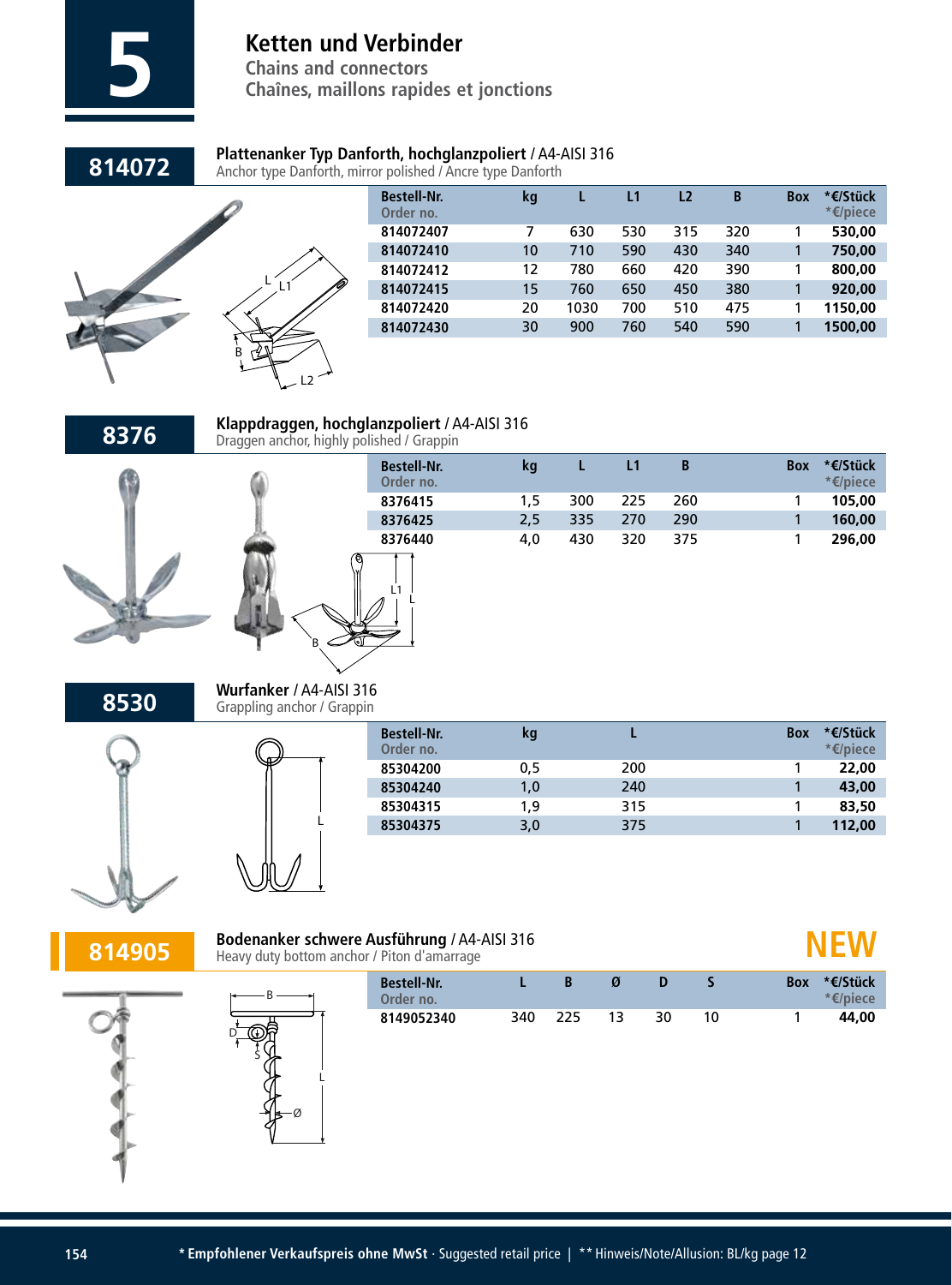# 5 Ketten und Verbinder

Chains and connectors
Chaînes, maillons rapides et jonctions

## 814072

**Plattenanker Typ Danforth, hochglanzpoliert** / A4-AISI 316
Anchor type Danforth, mirror polished / Ancre type Danforth

| Bestell-Nr. Order no. | kg | L | L1 | L2 | B | Box | *€/Stück *€/piece |
|---|---|---|---|---|---|---|---|
| 814072407 | 7 | 630 | 530 | 315 | 320 | 1 | 530,00 |
| 814072410 | 10 | 710 | 590 | 430 | 340 | 1 | 750,00 |
| 814072412 | 12 | 780 | 660 | 420 | 390 | 1 | 800,00 |
| 814072415 | 15 | 760 | 650 | 450 | 380 | 1 | 920,00 |
| 814072420 | 20 | 1030 | 700 | 510 | 475 | 1 | 1150,00 |
| 814072430 | 30 | 900 | 760 | 540 | 590 | 1 | 1500,00 |

## 8376

**Klappdraggen, hochglanzpoliert** / A4-AISI 316
Draggen anchor, highly polished / Grappin

| Bestell-Nr. Order no. | kg | L | L1 | B | Box | *€/Stück *€/piece |
|---|---|---|---|---|---|---|
| 8376415 | 1,5 | 300 | 225 | 260 | 1 | 105,00 |
| 8376425 | 2,5 | 335 | 270 | 290 | 1 | 160,00 |
| 8376440 | 4,0 | 430 | 320 | 375 | 1 | 296,00 |

## 8530

**Wurfanker** / A4-AISI 316
Grappling anchor / Grappin

| Bestell-Nr. Order no. | kg | L | Box | *€/Stück *€/piece |
|---|---|---|---|---|
| 85304200 | 0,5 | 200 | 1 | 22,00 |
| 85304240 | 1,0 | 240 | 1 | 43,00 |
| 85304315 | 1,9 | 315 | 1 | 83,50 |
| 85304375 | 3,0 | 375 | 1 | 112,00 |

## 814905

**Bodenanker schwere Ausführung** / A4-AISI 316 **NEW**
Heavy duty bottom anchor / Piton d'amarrage

| Bestell-Nr. Order no. | L | B | Ø | D | S | Box | *€/Stück *€/piece |
|---|---|---|---|---|---|---|---|
| 8149052340 | 340 | 225 | 13 | 30 | 10 | 1 | 44,00 |

**\* Empfohlener Verkaufspreis ohne MwSt** · Suggested retail price | ** Hinweis/Note/Allusion: BL/kg page 12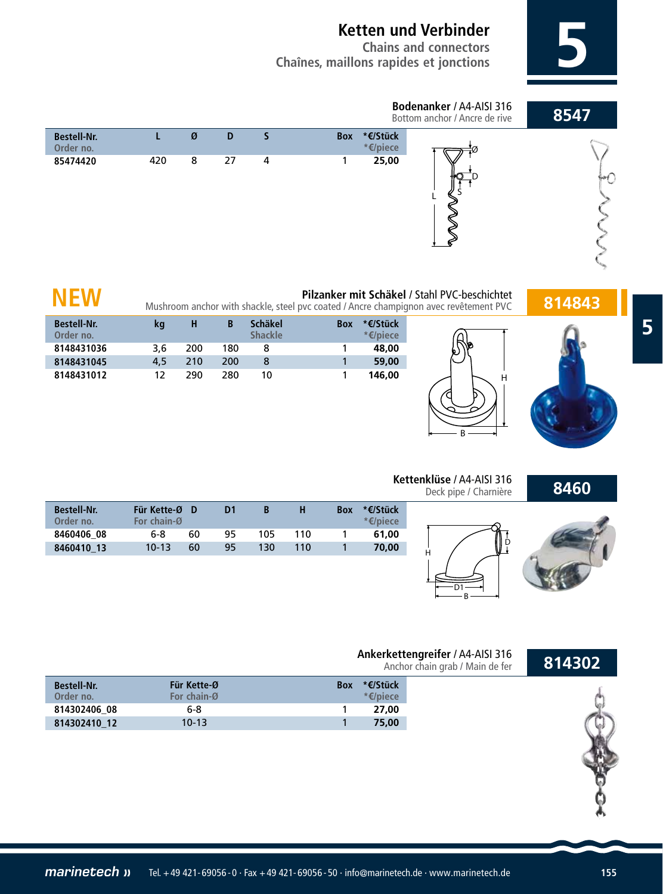# Ketten und Verbinder
## Chains and connectors
## Chaînes, maillons rapides et jonctions

### Bodenanker / A4-AISI 316
Bottom anchor / Ancre de rive

**8547**

| Bestell-Nr. Order no. | L | Ø | D | S | Box | *€/Stück *€/piece |
|---|---|---|---|---|---|---|
| 85474420 | 420 | 8 | 27 | 4 | 1 | 25,00 |

**NEW**

### Pilzanker mit Schäkel / Stahl PVC-beschichtet
Mushroom anchor with shackle, steel pvc coated / Ancre champignon avec revêtement PVC

**814843**

| Bestell-Nr. Order no. | kg | H | B | Schäkel Shackle | Box | *€/Stück *€/piece |
|---|---|---|---|---|---|---|
| 8148431036 | 3,6 | 200 | 180 | 8 | 1 | 48,00 |
| 8148431045 | 4,5 | 210 | 200 | 8 | 1 | 59,00 |
| 8148431012 | 12 | 290 | 280 | 10 | 1 | 146,00 |

### Kettenklüse / A4-AISI 316
Deck pipe / Charnière

**8460**

| Bestell-Nr. Order no. | Für Kette-Ø For chain-Ø | D | D1 | B | H | Box | *€/Stück *€/piece |
|---|---|---|---|---|---|---|---|
| 8460406_08 | 6-8 | 60 | 95 | 105 | 110 | 1 | 61,00 |
| 8460410_13 | 10-13 | 60 | 95 | 130 | 110 | 1 | 70,00 |

### Ankerkettengreifer / A4-AISI 316
Anchor chain grab / Main de fer

**814302**

| Bestell-Nr. Order no. | Für Kette-Ø For chain-Ø | Box | *€/Stück *€/piece |
|---|---|---|---|
| 814302406_08 | 6-8 | 1 | 27,00 |
| 814302410_12 | 10-13 | 1 | 75,00 |

marinetech » Tel. +49 421-69056-0 · Fax +49 421-69056-50 · info@marinetech.de · www.marinetech.de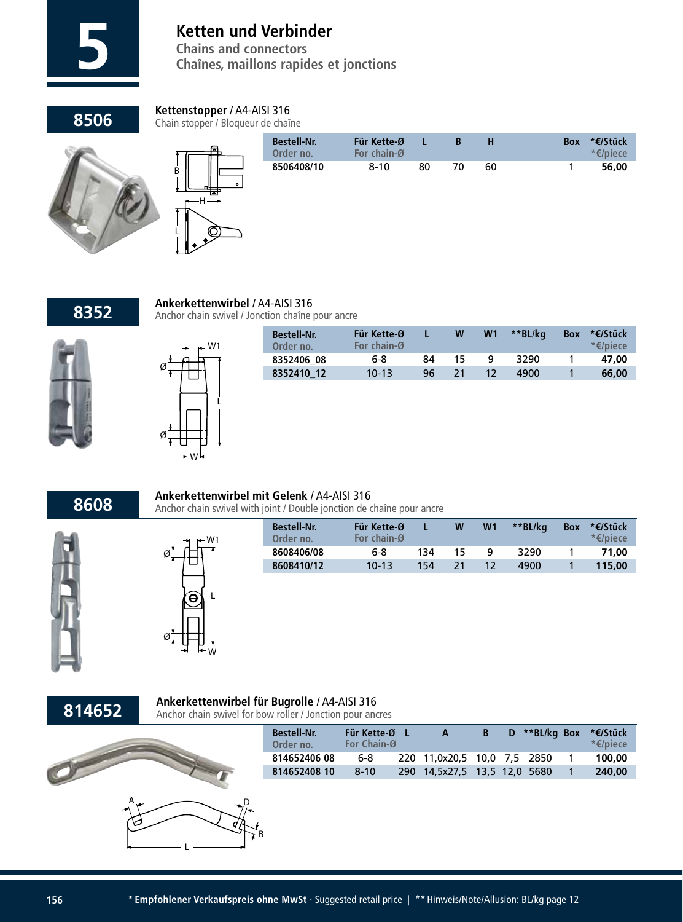# 5 Ketten und Verbinder

**Chains and connectors**
**Chaînes, maillons rapides et jonctions**

## 8506

**Kettenstopper** / A4-AISI 316
Chain stopper / Bloqueur de chaîne

| Bestell-Nr. Order no. | Für Kette-Ø For chain-Ø | L | B | H | Box | *€/Stück *€/piece |
|---|---|---|---|---|---|---|
| 8506408/10 | 8-10 | 80 | 70 | 60 | 1 | 56,00 |

## 8352

**Ankerkettenwirbel** / A4-AISI 316
Anchor chain swivel / Jonction chaîne pour ancre

| Bestell-Nr. Order no. | Für Kette-Ø For chain-Ø | L | W | W1 | **BL/kg | Box | *€/Stück *€/piece |
|---|---|---|---|---|---|---|---|
| 8352406_08 | 6-8 | 84 | 15 | 9 | 3290 | 1 | 47,00 |
| 8352410_12 | 10-13 | 96 | 21 | 12 | 4900 | 1 | 66,00 |

## 8608

**Ankerkettenwirbel mit Gelenk** / A4-AISI 316
Anchor chain swivel with joint / Double jonction de chaîne pour ancre

| Bestell-Nr. Order no. | Für Kette-Ø For chain-Ø | L | W | W1 | **BL/kg | Box | *€/Stück *€/piece |
|---|---|---|---|---|---|---|---|
| 8608406/08 | 6-8 | 134 | 15 | 9 | 3290 | 1 | 71,00 |
| 8608410/12 | 10-13 | 154 | 21 | 12 | 4900 | 1 | 115,00 |

## 814652

**Ankerkettenwirbel für Bugrolle** / A4-AISI 316
Anchor chain swivel for bow roller / Jonction pour ancres

| Bestell-Nr. Order no. | Für Kette-Ø For Chain-Ø | L | A | B | D | **BL/kg | Box | *€/Stück *€/piece |
|---|---|---|---|---|---|---|---|---|
| 814652406 08 | 6-8 | 220 | 11,0x20,5 | 10,0 | 7,5 | 2850 | 1 | 100,00 |
| 814652408 10 | 8-10 | 290 | 14,5x27,5 | 13,5 | 12,0 | 5680 | 1 | 240,00 |

**\* Empfohlener Verkaufspreis ohne MwSt** · Suggested retail price | ** Hinweis/Note/Allusion: BL/kg page 12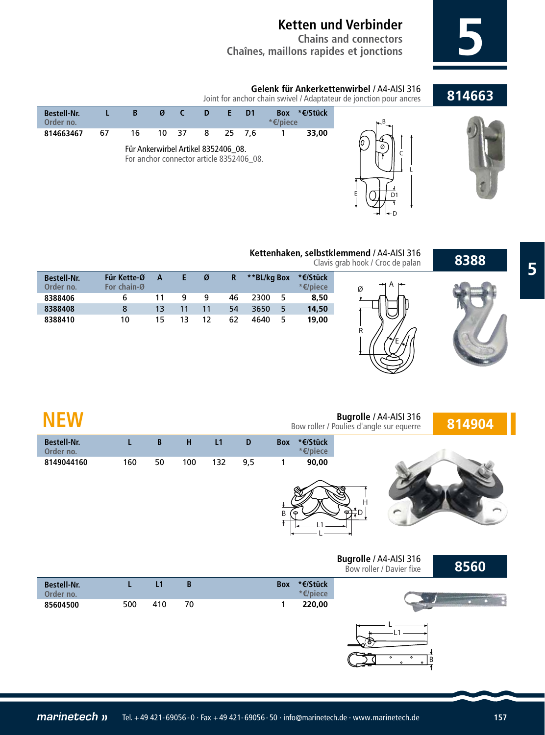# Ketten und Verbinder

**Chains and connectors**
**Chaînes, maillons rapides et jonctions**

## 814663

**Gelenk für Ankerkettenwirbel** / A4-AISI 316
Joint for anchor chain swivel / Adaptateur de jonction pour ancres

| Bestell-Nr. Order no. | L | B | Ø | C | D | E | D1 | Box *€/piece | *€/Stück |
|---|---|---|---|---|---|---|---|---|---|
| 814663467 | 67 | 16 | 10 | 37 | 8 | 25 | 7,6 | 1 | 33,00 |

Für Ankerwirbel Artikel 8352406_08.
For anchor connector article 8352406_08.

## 8388

**Kettenhaken, selbstklemmend** / A4-AISI 316
Clavis grab hook / Croc de palan

| Bestell-Nr. Order no. | Für Kette-Ø For chain-Ø | A | E | Ø | R | **BL/kg | Box | *€/Stück *€/piece |
|---|---|---|---|---|---|---|---|---|
| 8388406 | 6 | 11 | 9 | 9 | 46 | 2300 | 5 | 8,50 |
| 8388408 | 8 | 13 | 11 | 11 | 54 | 3650 | 5 | 14,50 |
| 8388410 | 10 | 15 | 13 | 12 | 62 | 4640 | 5 | 19,00 |

## NEW 814904

**Bugrolle** / A4-AISI 316
Bow roller / Poulies d'angle sur equerre

| Bestell-Nr. Order no. | L | B | H | L1 | D | Box | *€/Stück *€/piece |
|---|---|---|---|---|---|---|---|
| 8149044160 | 160 | 50 | 100 | 132 | 9,5 | 1 | 90,00 |

## 8560

**Bugrolle** / A4-AISI 316
Bow roller / Davier fixe

| Bestell-Nr. Order no. | L | L1 | B | Box | *€/Stück *€/piece |
|---|---|---|---|---|---|
| 85604500 | 500 | 410 | 70 | 1 | 220,00 |

marinetech » Tel. +49 421-69056-0 · Fax +49 421-69056-50 · info@marinetech.de · www.marinetech.de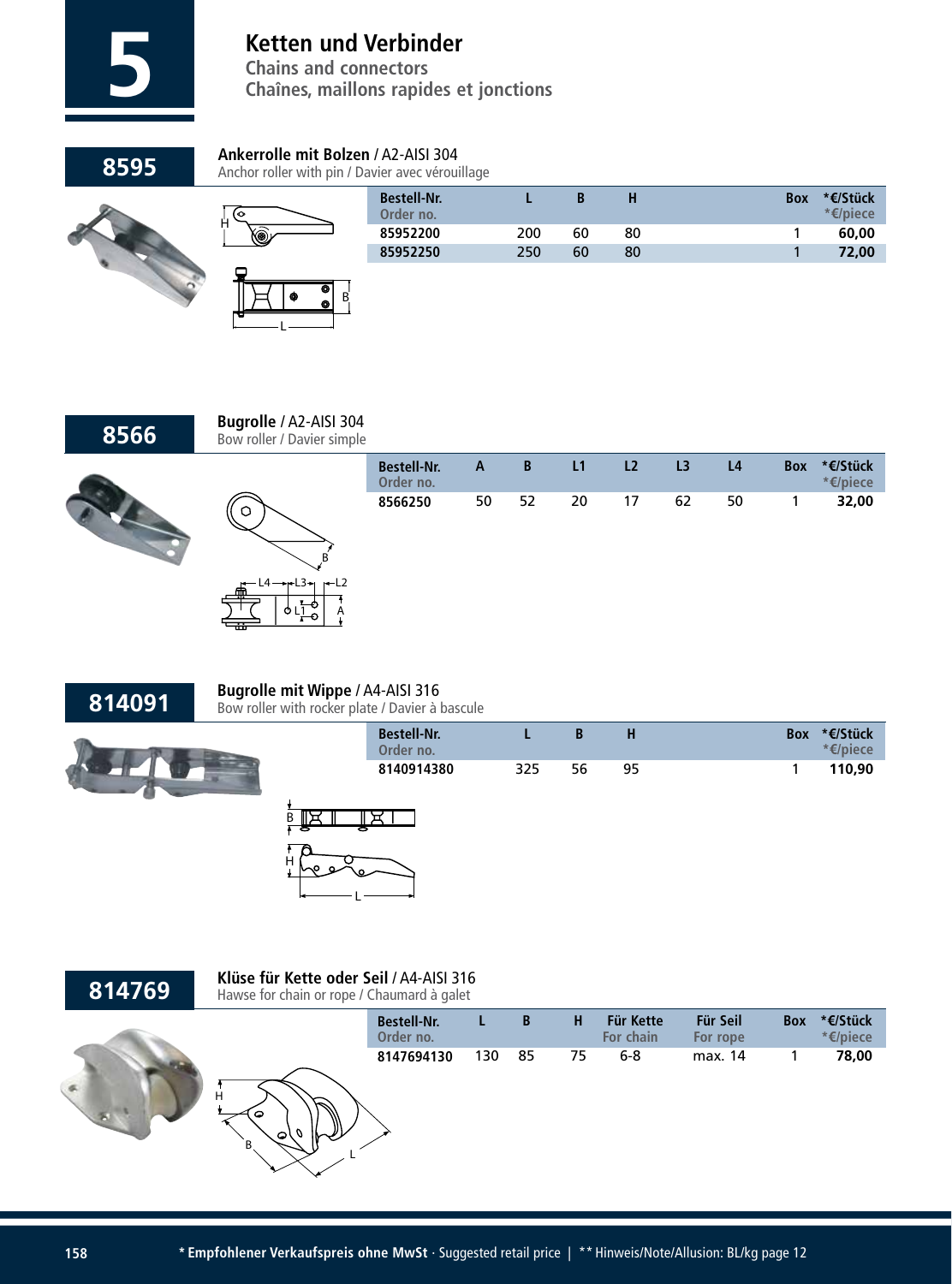# Ketten und Verbinder

**Chains and connectors**
**Chaînes, maillons rapides et jonctions**

## 8595

**Ankerrolle mit Bolzen** / A2-AISI 304
Anchor roller with pin / Davier avec vérouillage

| Bestell-Nr. Order no. | L | B | H | Box | *€/Stück *€/piece |
|---|---|---|---|---|---|
| 85952200 | 200 | 60 | 80 | 1 | 60,00 |
| 85952250 | 250 | 60 | 80 | 1 | 72,00 |

## 8566

**Bugrolle** / A2-AISI 304
Bow roller / Davier simple

| Bestell-Nr. Order no. | A | B | L1 | L2 | L3 | L4 | Box | *€/Stück *€/piece |
|---|---|---|---|---|---|---|---|---|
| 8566250 | 50 | 52 | 20 | 17 | 62 | 50 | 1 | 32,00 |

## 814091

**Bugrolle mit Wippe** / A4-AISI 316
Bow roller with rocker plate / Davier à bascule

| Bestell-Nr. Order no. | L | B | H | Box | *€/Stück *€/piece |
|---|---|---|---|---|---|
| 8140914380 | 325 | 56 | 95 | 1 | 110,90 |

## 814769

**Klüse für Kette oder Seil** / A4-AISI 316
Hawse for chain or rope / Chaumard à galet

| Bestell-Nr. Order no. | L | B | H | Für Kette For chain | Für Seil For rope | Box | *€/Stück *€/piece |
|---|---|---|---|---|---|---|---|
| 8147694130 | 130 | 85 | 75 | 6-8 | max. 14 | 1 | 78,00 |

* **Empfohlener Verkaufspreis ohne MwSt** · Suggested retail price | ** Hinweis/Note/Allusion: BL/kg page 12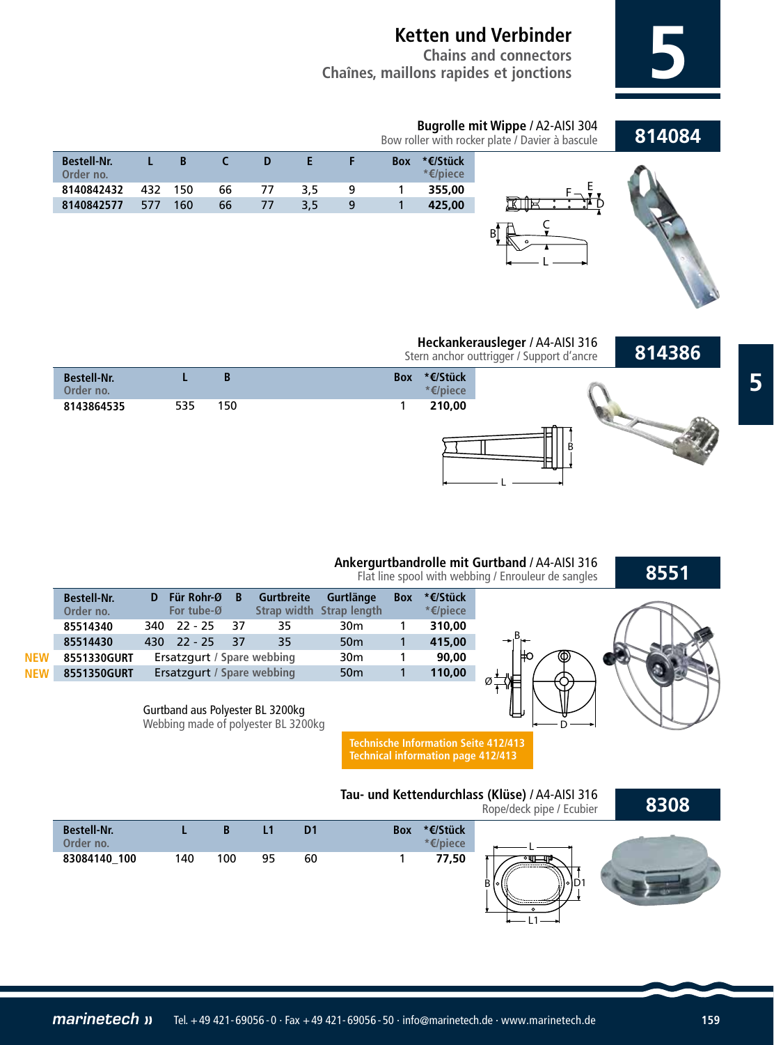# Ketten und Verbinder

**Chains and connectors**
**Chaînes, maillons rapides et jonctions**

## 814084

**Bugrolle mit Wippe** / A2-AISI 304
Bow roller with rocker plate / Davier à bascule

| Bestell-Nr. Order no. | L | B | C | D | E | F | Box | *€/Stück *€/piece |
|---|---|---|---|---|---|---|---|---|
| 8140842432 | 432 | 150 | 66 | 77 | 3,5 | 9 | 1 | 355,00 |
| 8140842577 | 577 | 160 | 66 | 77 | 3,5 | 9 | 1 | 425,00 |

## 814386

**Heckankerausleger** / A4-AISI 316
Stern anchor outtrigger / Support d'ancre

| Bestell-Nr. Order no. | L | B | Box | *€/Stück *€/piece |
|---|---|---|---|---|
| 8143864535 | 535 | 150 | 1 | 210,00 |

## 8551

**Ankergurtbandrolle mit Gurtband** / A4-AISI 316
Flat line spool with webbing / Enrouleur de sangles

| | Bestell-Nr. Order no. | D | Für Rohr-Ø For tube-Ø | B | Gurtbreite Strap width | Gurtlänge Strap length | Box | *€/Stück *€/piece |
|---|---|---|---|---|---|---|---|---|
| | 85514340 | 340 | 22 - 25 | 37 | 35 | 30m | 1 | 310,00 |
| | 85514430 | 430 | 22 - 25 | 37 | 35 | 50m | 1 | 415,00 |
| NEW | 8551330GURT | Ersatzgurt / Spare webbing | | | | 30m | 1 | 90,00 |
| NEW | 8551350GURT | Ersatzgurt / Spare webbing | | | | 50m | 1 | 110,00 |

Gurtband aus Polyester BL 3200kg
Webbing made of polyester BL 3200kg

**Technische Information Seite 412/413**
**Technical information page 412/413**

## 8308

**Tau- und Kettendurchlass (Klüse)** / A4-AISI 316
Rope/deck pipe / Ecubier

| Bestell-Nr. Order no. | L | B | L1 | D1 | Box | *€/Stück *€/piece |
|---|---|---|---|---|---|---|
| 83084140_100 | 140 | 100 | 95 | 60 | 1 | 77,50 |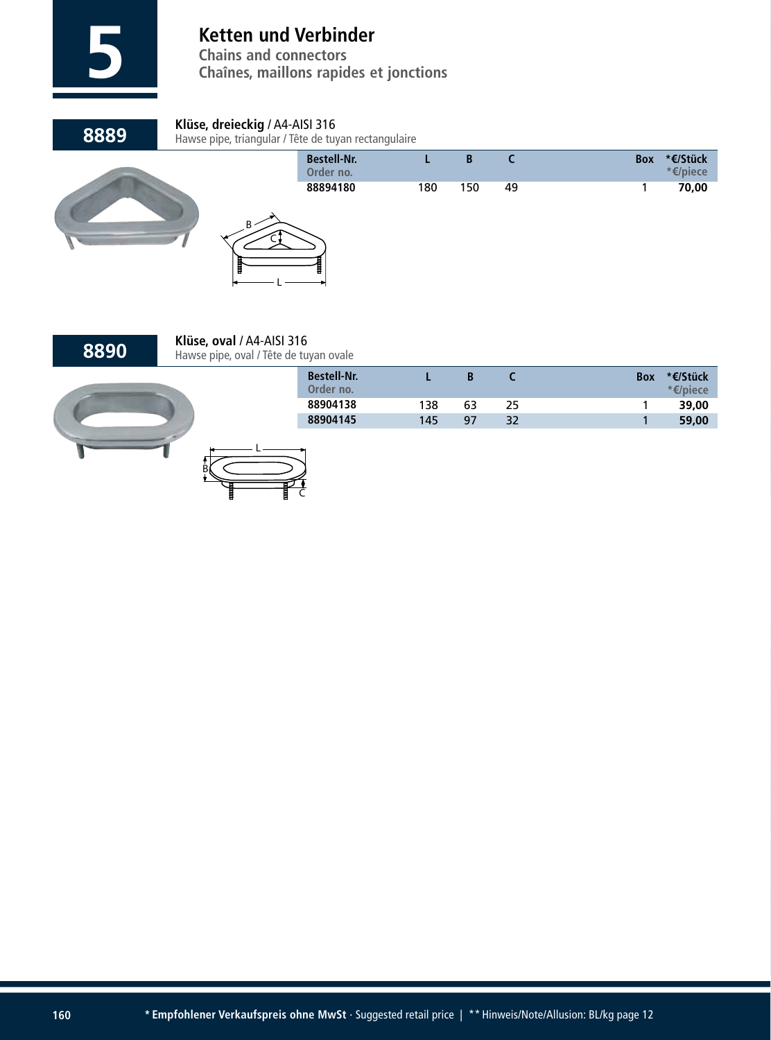# 5 Ketten und Verbinder

**Chains and connectors**
**Chaînes, maillons rapides et jonctions**

## 8889

**Klüse, dreieckig** / A4-AISI 316
Hawse pipe, triangular / Tête de tuyan rectangulaire

| Bestell-Nr. Order no. | L | B | C | Box | *€/Stück *€/piece |
|---|---|---|---|---|---|
| **88894180** | 180 | 150 | 49 | 1 | **70,00** |

## 8890

**Klüse, oval** / A4-AISI 316
Hawse pipe, oval / Tête de tuyan ovale

| Bestell-Nr. Order no. | L | B | C | Box | *€/Stück *€/piece |
|---|---|---|---|---|---|
| **88904138** | 138 | 63 | 25 | 1 | **39,00** |
| **88904145** | 145 | 97 | 32 | 1 | **59,00** |

**\* Empfohlener Verkaufspreis ohne MwSt** · Suggested retail price | ** Hinweis/Note/Allusion: BL/kg page 12